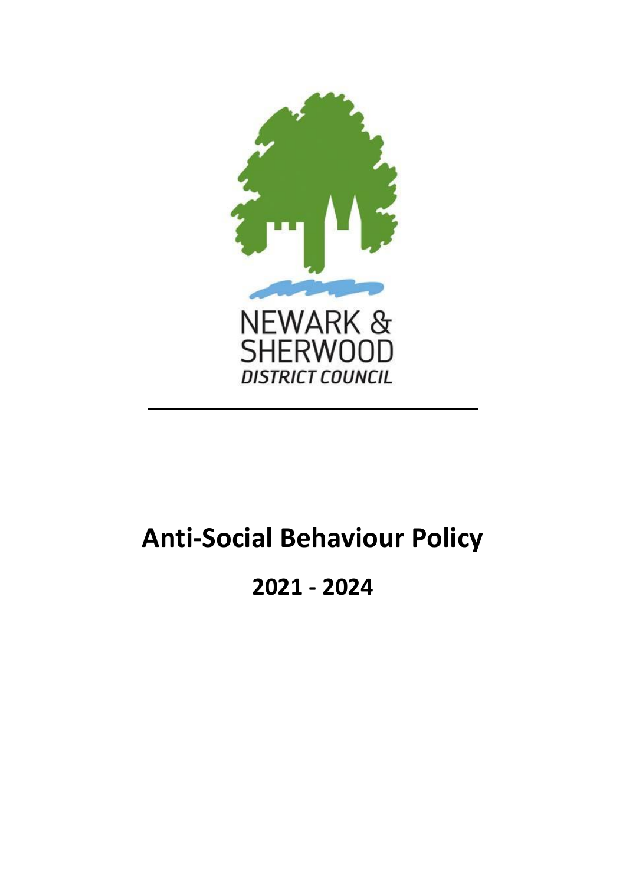NEWARK & SHERWOOD

*DISTRICT COUNCIL*

---

# Anti-Social Behaviour Policy

## 2021 - 2024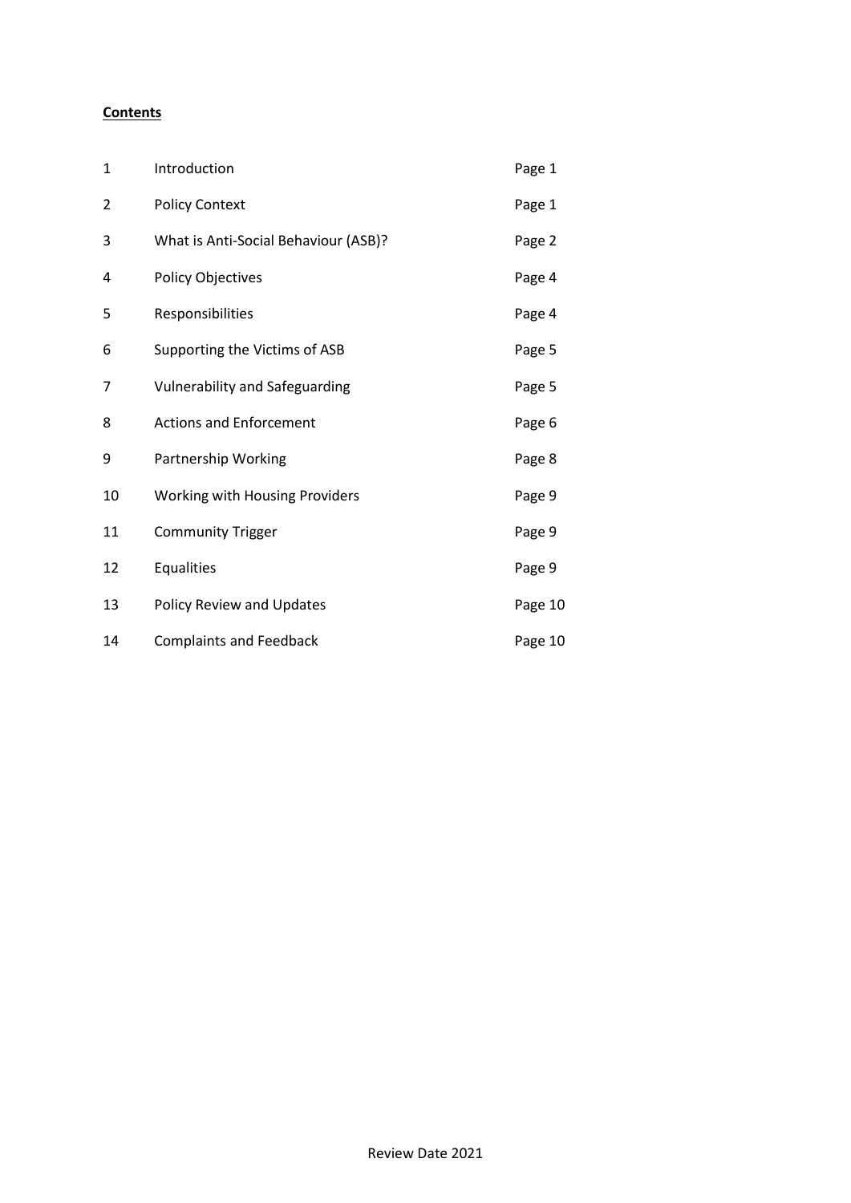**Contents**

| | | |
|---|---|---|
| 1 | Introduction | Page 1 |
| 2 | Policy Context | Page 1 |
| 3 | What is Anti-Social Behaviour (ASB)? | Page 2 |
| 4 | Policy Objectives | Page 4 |
| 5 | Responsibilities | Page 4 |
| 6 | Supporting the Victims of ASB | Page 5 |
| 7 | Vulnerability and Safeguarding | Page 5 |
| 8 | Actions and Enforcement | Page 6 |
| 9 | Partnership Working | Page 8 |
| 10 | Working with Housing Providers | Page 9 |
| 11 | Community Trigger | Page 9 |
| 12 | Equalities | Page 9 |
| 13 | Policy Review and Updates | Page 10 |
| 14 | Complaints and Feedback | Page 10 |

Review Date 2021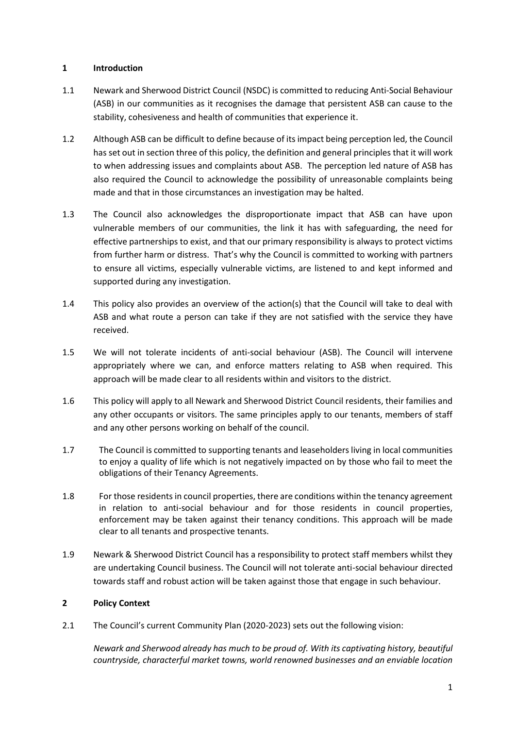## 1 Introduction

1.1 Newark and Sherwood District Council (NSDC) is committed to reducing Anti-Social Behaviour (ASB) in our communities as it recognises the damage that persistent ASB can cause to the stability, cohesiveness and health of communities that experience it.

1.2 Although ASB can be difficult to define because of its impact being perception led, the Council has set out in section three of this policy, the definition and general principles that it will work to when addressing issues and complaints about ASB. The perception led nature of ASB has also required the Council to acknowledge the possibility of unreasonable complaints being made and that in those circumstances an investigation may be halted.

1.3 The Council also acknowledges the disproportionate impact that ASB can have upon vulnerable members of our communities, the link it has with safeguarding, the need for effective partnerships to exist, and that our primary responsibility is always to protect victims from further harm or distress. That's why the Council is committed to working with partners to ensure all victims, especially vulnerable victims, are listened to and kept informed and supported during any investigation.

1.4 This policy also provides an overview of the action(s) that the Council will take to deal with ASB and what route a person can take if they are not satisfied with the service they have received.

1.5 We will not tolerate incidents of anti-social behaviour (ASB). The Council will intervene appropriately where we can, and enforce matters relating to ASB when required. This approach will be made clear to all residents within and visitors to the district.

1.6 This policy will apply to all Newark and Sherwood District Council residents, their families and any other occupants or visitors. The same principles apply to our tenants, members of staff and any other persons working on behalf of the council.

1.7 The Council is committed to supporting tenants and leaseholders living in local communities to enjoy a quality of life which is not negatively impacted on by those who fail to meet the obligations of their Tenancy Agreements.

1.8 For those residents in council properties, there are conditions within the tenancy agreement in relation to anti-social behaviour and for those residents in council properties, enforcement may be taken against their tenancy conditions. This approach will be made clear to all tenants and prospective tenants.

1.9 Newark & Sherwood District Council has a responsibility to protect staff members whilst they are undertaking Council business. The Council will not tolerate anti-social behaviour directed towards staff and robust action will be taken against those that engage in such behaviour.

## 2 Policy Context

2.1 The Council's current Community Plan (2020-2023) sets out the following vision:

*Newark and Sherwood already has much to be proud of. With its captivating history, beautiful countryside, characterful market towns, world renowned businesses and an enviable location*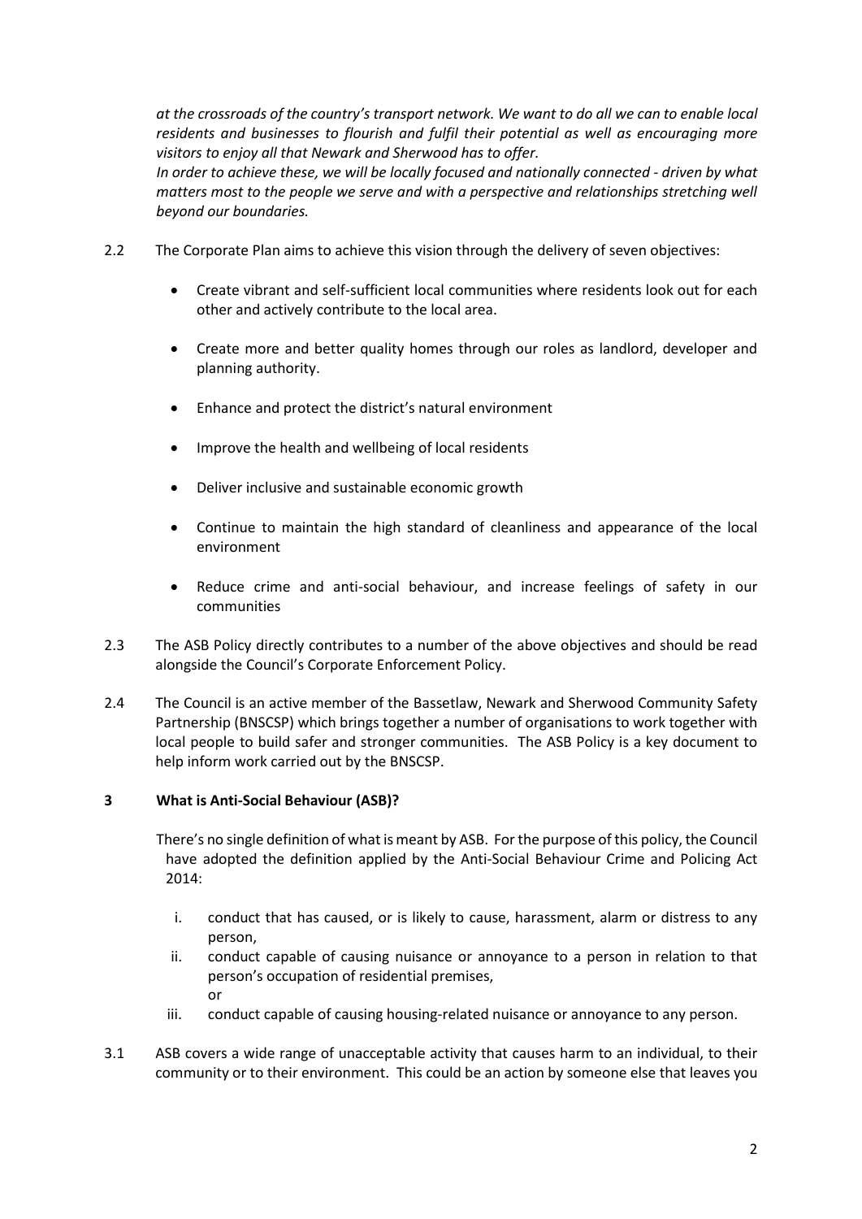*at the crossroads of the country's transport network. We want to do all we can to enable local residents and businesses to flourish and fulfil their potential as well as encouraging more visitors to enjoy all that Newark and Sherwood has to offer.*
*In order to achieve these, we will be locally focused and nationally connected - driven by what matters most to the people we serve and with a perspective and relationships stretching well beyond our boundaries.*

2.2 The Corporate Plan aims to achieve this vision through the delivery of seven objectives:

- Create vibrant and self-sufficient local communities where residents look out for each other and actively contribute to the local area.
- Create more and better quality homes through our roles as landlord, developer and planning authority.
- Enhance and protect the district's natural environment
- Improve the health and wellbeing of local residents
- Deliver inclusive and sustainable economic growth
- Continue to maintain the high standard of cleanliness and appearance of the local environment
- Reduce crime and anti-social behaviour, and increase feelings of safety in our communities

2.3 The ASB Policy directly contributes to a number of the above objectives and should be read alongside the Council's Corporate Enforcement Policy.

2.4 The Council is an active member of the Bassetlaw, Newark and Sherwood Community Safety Partnership (BNSCSP) which brings together a number of organisations to work together with local people to build safer and stronger communities. The ASB Policy is a key document to help inform work carried out by the BNSCSP.

## 3 What is Anti-Social Behaviour (ASB)?

There's no single definition of what is meant by ASB. For the purpose of this policy, the Council have adopted the definition applied by the Anti-Social Behaviour Crime and Policing Act 2014:

i. conduct that has caused, or is likely to cause, harassment, alarm or distress to any person,
ii. conduct capable of causing nuisance or annoyance to a person in relation to that person's occupation of residential premises,
or
iii. conduct capable of causing housing-related nuisance or annoyance to any person.

3.1 ASB covers a wide range of unacceptable activity that causes harm to an individual, to their community or to their environment. This could be an action by someone else that leaves you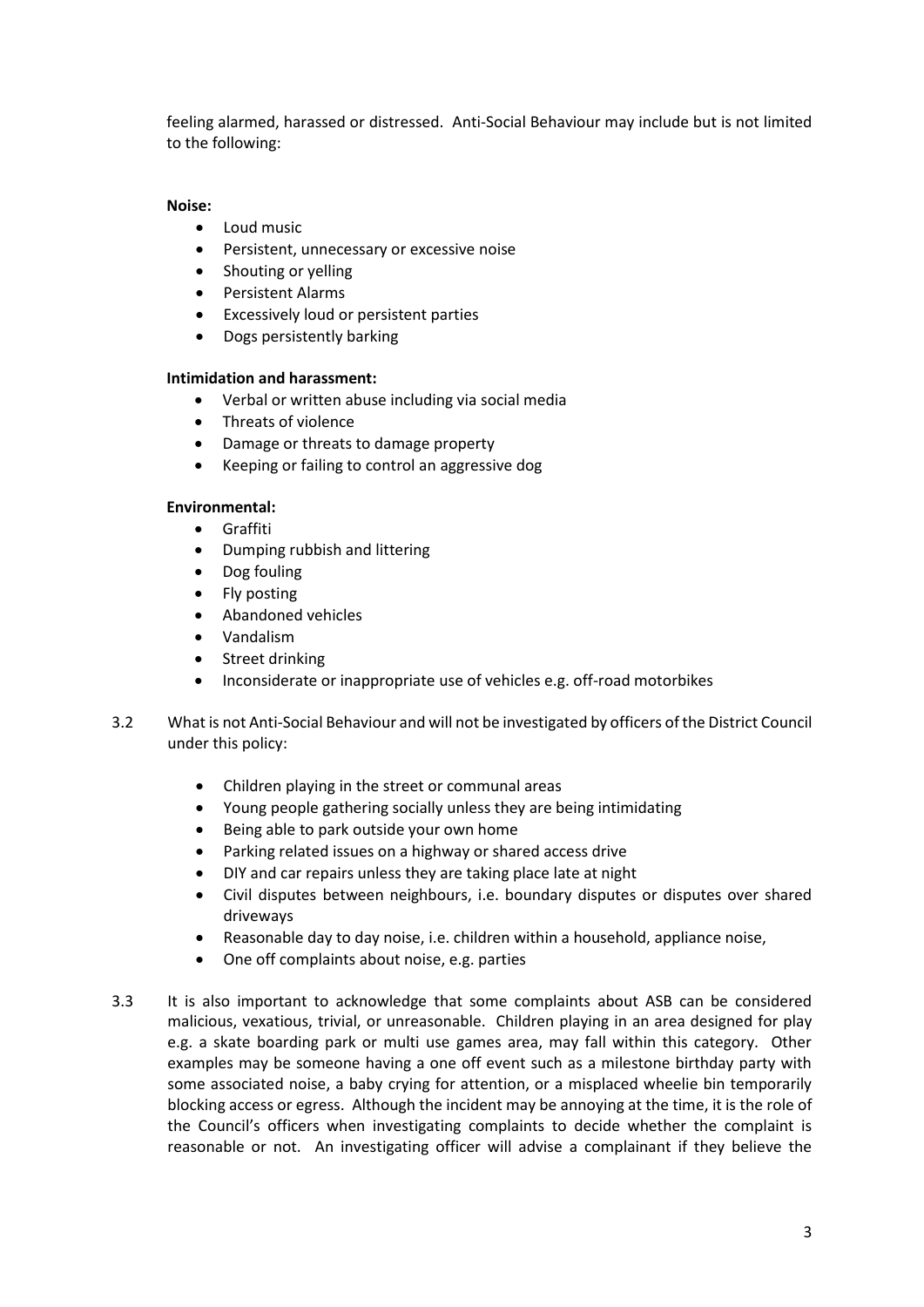feeling alarmed, harassed or distressed. Anti-Social Behaviour may include but is not limited to the following:

**Noise:**

- Loud music
- Persistent, unnecessary or excessive noise
- Shouting or yelling
- Persistent Alarms
- Excessively loud or persistent parties
- Dogs persistently barking

**Intimidation and harassment:**

- Verbal or written abuse including via social media
- Threats of violence
- Damage or threats to damage property
- Keeping or failing to control an aggressive dog

**Environmental:**

- Graffiti
- Dumping rubbish and littering
- Dog fouling
- Fly posting
- Abandoned vehicles
- Vandalism
- Street drinking
- Inconsiderate or inappropriate use of vehicles e.g. off-road motorbikes

3.2 What is not Anti-Social Behaviour and will not be investigated by officers of the District Council under this policy:

- Children playing in the street or communal areas
- Young people gathering socially unless they are being intimidating
- Being able to park outside your own home
- Parking related issues on a highway or shared access drive
- DIY and car repairs unless they are taking place late at night
- Civil disputes between neighbours, i.e. boundary disputes or disputes over shared driveways
- Reasonable day to day noise, i.e. children within a household, appliance noise,
- One off complaints about noise, e.g. parties

3.3 It is also important to acknowledge that some complaints about ASB can be considered malicious, vexatious, trivial, or unreasonable. Children playing in an area designed for play e.g. a skate boarding park or multi use games area, may fall within this category. Other examples may be someone having a one off event such as a milestone birthday party with some associated noise, a baby crying for attention, or a misplaced wheelie bin temporarily blocking access or egress. Although the incident may be annoying at the time, it is the role of the Council's officers when investigating complaints to decide whether the complaint is reasonable or not. An investigating officer will advise a complainant if they believe the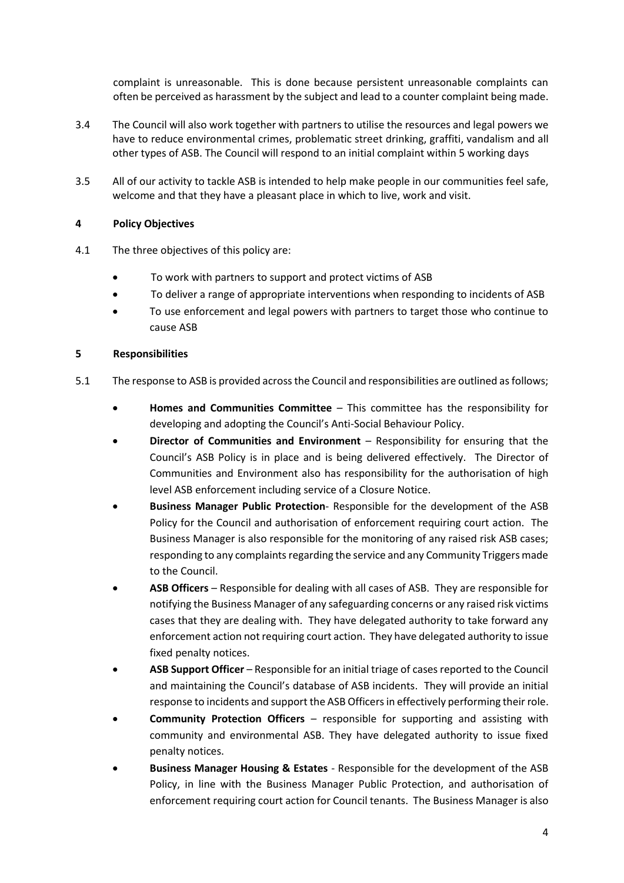complaint is unreasonable. This is done because persistent unreasonable complaints can often be perceived as harassment by the subject and lead to a counter complaint being made.

3.4 The Council will also work together with partners to utilise the resources and legal powers we have to reduce environmental crimes, problematic street drinking, graffiti, vandalism and all other types of ASB. The Council will respond to an initial complaint within 5 working days

3.5 All of our activity to tackle ASB is intended to help make people in our communities feel safe, welcome and that they have a pleasant place in which to live, work and visit.

## 4 Policy Objectives

4.1 The three objectives of this policy are:

- To work with partners to support and protect victims of ASB
- To deliver a range of appropriate interventions when responding to incidents of ASB
- To use enforcement and legal powers with partners to target those who continue to cause ASB

## 5 Responsibilities

5.1 The response to ASB is provided across the Council and responsibilities are outlined as follows;

- **Homes and Communities Committee** – This committee has the responsibility for developing and adopting the Council's Anti-Social Behaviour Policy.
- **Director of Communities and Environment** – Responsibility for ensuring that the Council's ASB Policy is in place and is being delivered effectively. The Director of Communities and Environment also has responsibility for the authorisation of high level ASB enforcement including service of a Closure Notice.
- **Business Manager Public Protection**- Responsible for the development of the ASB Policy for the Council and authorisation of enforcement requiring court action. The Business Manager is also responsible for the monitoring of any raised risk ASB cases; responding to any complaints regarding the service and any Community Triggers made to the Council.
- **ASB Officers** – Responsible for dealing with all cases of ASB. They are responsible for notifying the Business Manager of any safeguarding concerns or any raised risk victims cases that they are dealing with. They have delegated authority to take forward any enforcement action not requiring court action. They have delegated authority to issue fixed penalty notices.
- **ASB Support Officer** – Responsible for an initial triage of cases reported to the Council and maintaining the Council's database of ASB incidents. They will provide an initial response to incidents and support the ASB Officers in effectively performing their role.
- **Community Protection Officers** – responsible for supporting and assisting with community and environmental ASB. They have delegated authority to issue fixed penalty notices.
- **Business Manager Housing & Estates** - Responsible for the development of the ASB Policy, in line with the Business Manager Public Protection, and authorisation of enforcement requiring court action for Council tenants. The Business Manager is also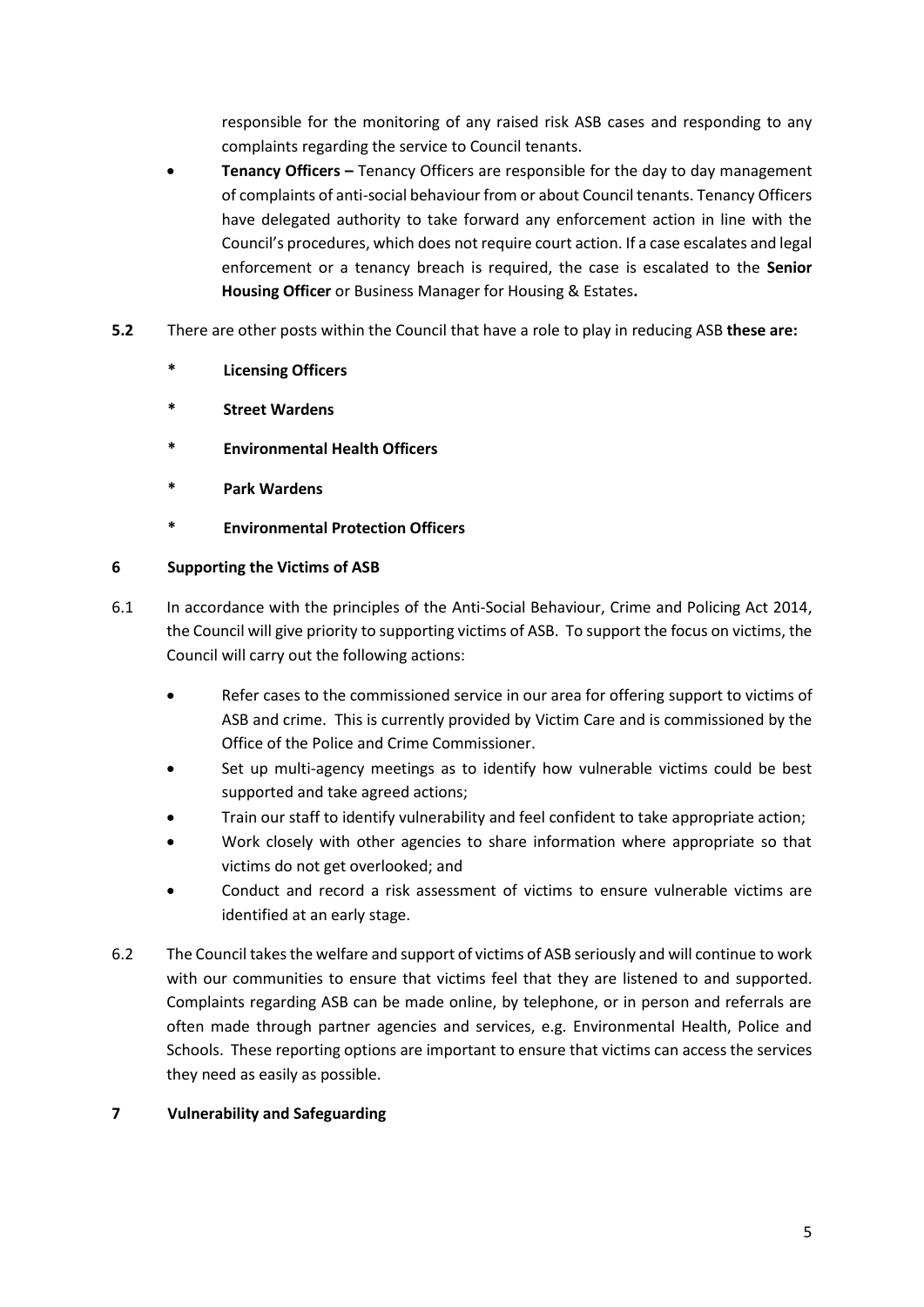responsible for the monitoring of any raised risk ASB cases and responding to any complaints regarding the service to Council tenants.

- **Tenancy Officers –** Tenancy Officers are responsible for the day to day management of complaints of anti-social behaviour from or about Council tenants. Tenancy Officers have delegated authority to take forward any enforcement action in line with the Council's procedures, which does not require court action. If a case escalates and legal enforcement or a tenancy breach is required, the case is escalated to the **Senior Housing Officer** or Business Manager for Housing & Estates**.**

**5.2** There are other posts within the Council that have a role to play in reducing ASB **these are:**

- **Licensing Officers**
- **Street Wardens**
- **Environmental Health Officers**
- **Park Wardens**
- **Environmental Protection Officers**

## 6 Supporting the Victims of ASB

6.1 In accordance with the principles of the Anti-Social Behaviour, Crime and Policing Act 2014, the Council will give priority to supporting victims of ASB. To support the focus on victims, the Council will carry out the following actions:

- Refer cases to the commissioned service in our area for offering support to victims of ASB and crime. This is currently provided by Victim Care and is commissioned by the Office of the Police and Crime Commissioner.
- Set up multi-agency meetings as to identify how vulnerable victims could be best supported and take agreed actions;
- Train our staff to identify vulnerability and feel confident to take appropriate action;
- Work closely with other agencies to share information where appropriate so that victims do not get overlooked; and
- Conduct and record a risk assessment of victims to ensure vulnerable victims are identified at an early stage.

6.2 The Council takes the welfare and support of victims of ASB seriously and will continue to work with our communities to ensure that victims feel that they are listened to and supported. Complaints regarding ASB can be made online, by telephone, or in person and referrals are often made through partner agencies and services, e.g. Environmental Health, Police and Schools. These reporting options are important to ensure that victims can access the services they need as easily as possible.

## 7 Vulnerability and Safeguarding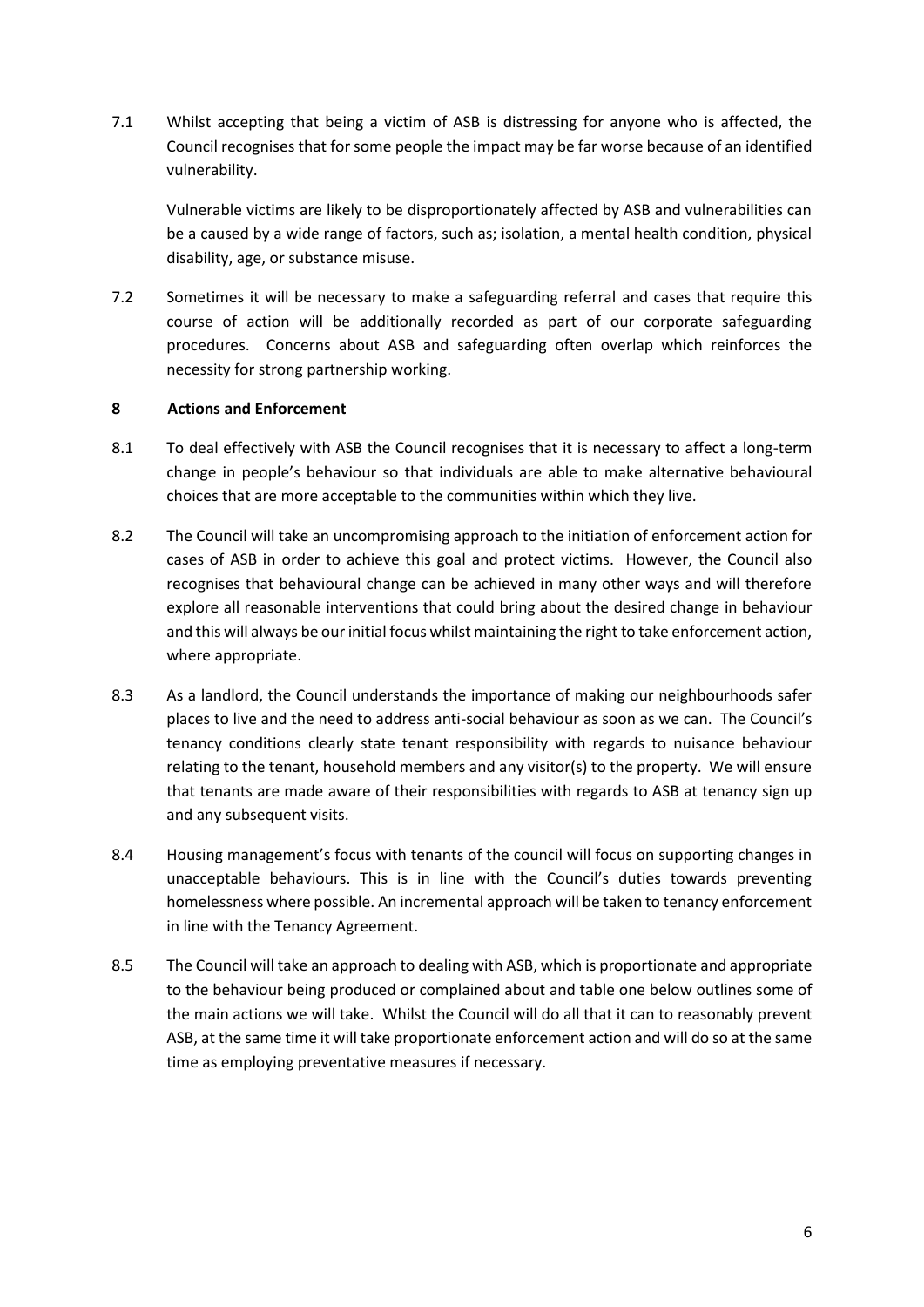7.1 Whilst accepting that being a victim of ASB is distressing for anyone who is affected, the Council recognises that for some people the impact may be far worse because of an identified vulnerability.

Vulnerable victims are likely to be disproportionately affected by ASB and vulnerabilities can be a caused by a wide range of factors, such as; isolation, a mental health condition, physical disability, age, or substance misuse.

7.2 Sometimes it will be necessary to make a safeguarding referral and cases that require this course of action will be additionally recorded as part of our corporate safeguarding procedures. Concerns about ASB and safeguarding often overlap which reinforces the necessity for strong partnership working.

## 8 Actions and Enforcement

8.1 To deal effectively with ASB the Council recognises that it is necessary to affect a long-term change in people's behaviour so that individuals are able to make alternative behavioural choices that are more acceptable to the communities within which they live.

8.2 The Council will take an uncompromising approach to the initiation of enforcement action for cases of ASB in order to achieve this goal and protect victims. However, the Council also recognises that behavioural change can be achieved in many other ways and will therefore explore all reasonable interventions that could bring about the desired change in behaviour and this will always be our initial focus whilst maintaining the right to take enforcement action, where appropriate.

8.3 As a landlord, the Council understands the importance of making our neighbourhoods safer places to live and the need to address anti-social behaviour as soon as we can. The Council's tenancy conditions clearly state tenant responsibility with regards to nuisance behaviour relating to the tenant, household members and any visitor(s) to the property. We will ensure that tenants are made aware of their responsibilities with regards to ASB at tenancy sign up and any subsequent visits.

8.4 Housing management's focus with tenants of the council will focus on supporting changes in unacceptable behaviours. This is in line with the Council's duties towards preventing homelessness where possible. An incremental approach will be taken to tenancy enforcement in line with the Tenancy Agreement.

8.5 The Council will take an approach to dealing with ASB, which is proportionate and appropriate to the behaviour being produced or complained about and table one below outlines some of the main actions we will take. Whilst the Council will do all that it can to reasonably prevent ASB, at the same time it will take proportionate enforcement action and will do so at the same time as employing preventative measures if necessary.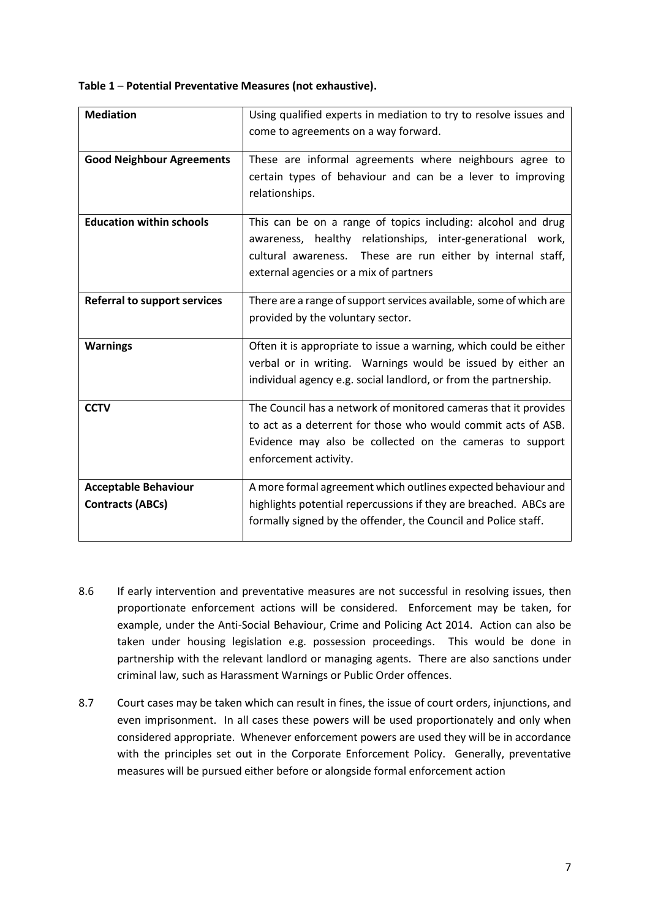**Table 1** – **Potential Preventative Measures (not exhaustive).**

| | |
|---|---|
| **Mediation** | Using qualified experts in mediation to try to resolve issues and come to agreements on a way forward. |
| **Good Neighbour Agreements** | These are informal agreements where neighbours agree to certain types of behaviour and can be a lever to improving relationships. |
| **Education within schools** | This can be on a range of topics including: alcohol and drug awareness, healthy relationships, inter-generational work, cultural awareness. These are run either by internal staff, external agencies or a mix of partners |
| **Referral to support services** | There are a range of support services available, some of which are provided by the voluntary sector. |
| **Warnings** | Often it is appropriate to issue a warning, which could be either verbal or in writing. Warnings would be issued by either an individual agency e.g. social landlord, or from the partnership. |
| **CCTV** | The Council has a network of monitored cameras that it provides to act as a deterrent for those who would commit acts of ASB. Evidence may also be collected on the cameras to support enforcement activity. |
| **Acceptable Behaviour Contracts (ABCs)** | A more formal agreement which outlines expected behaviour and highlights potential repercussions if they are breached. ABCs are formally signed by the offender, the Council and Police staff. |

8.6 If early intervention and preventative measures are not successful in resolving issues, then proportionate enforcement actions will be considered. Enforcement may be taken, for example, under the Anti-Social Behaviour, Crime and Policing Act 2014. Action can also be taken under housing legislation e.g. possession proceedings. This would be done in partnership with the relevant landlord or managing agents. There are also sanctions under criminal law, such as Harassment Warnings or Public Order offences.

8.7 Court cases may be taken which can result in fines, the issue of court orders, injunctions, and even imprisonment. In all cases these powers will be used proportionately and only when considered appropriate. Whenever enforcement powers are used they will be in accordance with the principles set out in the Corporate Enforcement Policy. Generally, preventative measures will be pursued either before or alongside formal enforcement action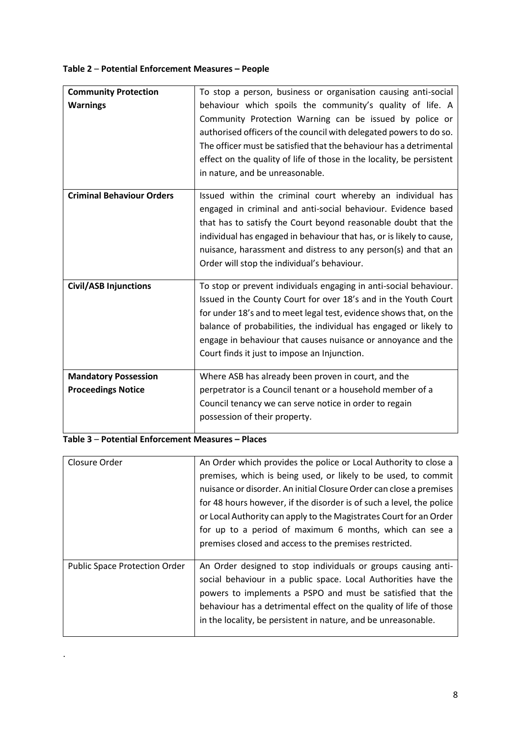**Table 2** – **Potential Enforcement Measures – People**

| | |
|---|---|
| **Community Protection Warnings** | To stop a person, business or organisation causing anti-social behaviour which spoils the community's quality of life. A Community Protection Warning can be issued by police or authorised officers of the council with delegated powers to do so. The officer must be satisfied that the behaviour has a detrimental effect on the quality of life of those in the locality, be persistent in nature, and be unreasonable. |
| **Criminal Behaviour Orders** | Issued within the criminal court whereby an individual has engaged in criminal and anti-social behaviour. Evidence based that has to satisfy the Court beyond reasonable doubt that the individual has engaged in behaviour that has, or is likely to cause, nuisance, harassment and distress to any person(s) and that an Order will stop the individual's behaviour. |
| **Civil/ASB Injunctions** | To stop or prevent individuals engaging in anti-social behaviour. Issued in the County Court for over 18's and in the Youth Court for under 18's and to meet legal test, evidence shows that, on the balance of probabilities, the individual has engaged or likely to engage in behaviour that causes nuisance or annoyance and the Court finds it just to impose an Injunction. |
| **Mandatory Possession Proceedings Notice** | Where ASB has already been proven in court, and the perpetrator is a Council tenant or a household member of a Council tenancy we can serve notice in order to regain possession of their property. |

**Table 3** – **Potential Enforcement Measures – Places**

| | |
|---|---|
| Closure Order | An Order which provides the police or Local Authority to close a premises, which is being used, or likely to be used, to commit nuisance or disorder. An initial Closure Order can close a premises for 48 hours however, if the disorder is of such a level, the police or Local Authority can apply to the Magistrates Court for an Order for up to a period of maximum 6 months, which can see a premises closed and access to the premises restricted. |
| Public Space Protection Order | An Order designed to stop individuals or groups causing anti-social behaviour in a public space. Local Authorities have the powers to implements a PSPO and must be satisfied that the behaviour has a detrimental effect on the quality of life of those in the locality, be persistent in nature, and be unreasonable. |

.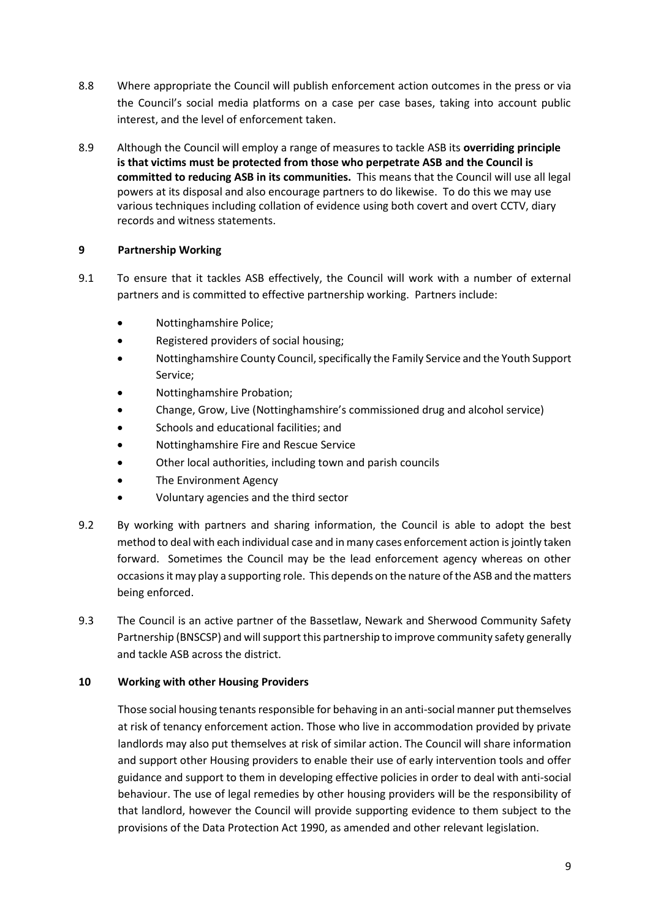8.8 Where appropriate the Council will publish enforcement action outcomes in the press or via the Council's social media platforms on a case per case bases, taking into account public interest, and the level of enforcement taken.

8.9 Although the Council will employ a range of measures to tackle ASB its **overriding principle is that victims must be protected from those who perpetrate ASB and the Council is committed to reducing ASB in its communities.** This means that the Council will use all legal powers at its disposal and also encourage partners to do likewise. To do this we may use various techniques including collation of evidence using both covert and overt CCTV, diary records and witness statements.

## 9 Partnership Working

9.1 To ensure that it tackles ASB effectively, the Council will work with a number of external partners and is committed to effective partnership working. Partners include:

- Nottinghamshire Police;
- Registered providers of social housing;
- Nottinghamshire County Council, specifically the Family Service and the Youth Support Service;
- Nottinghamshire Probation;
- Change, Grow, Live (Nottinghamshire's commissioned drug and alcohol service)
- Schools and educational facilities; and
- Nottinghamshire Fire and Rescue Service
- Other local authorities, including town and parish councils
- The Environment Agency
- Voluntary agencies and the third sector

9.2 By working with partners and sharing information, the Council is able to adopt the best method to deal with each individual case and in many cases enforcement action is jointly taken forward. Sometimes the Council may be the lead enforcement agency whereas on other occasions it may play a supporting role. This depends on the nature of the ASB and the matters being enforced.

9.3 The Council is an active partner of the Bassetlaw, Newark and Sherwood Community Safety Partnership (BNSCSP) and will support this partnership to improve community safety generally and tackle ASB across the district.

## 10 Working with other Housing Providers

Those social housing tenants responsible for behaving in an anti-social manner put themselves at risk of tenancy enforcement action. Those who live in accommodation provided by private landlords may also put themselves at risk of similar action. The Council will share information and support other Housing providers to enable their use of early intervention tools and offer guidance and support to them in developing effective policies in order to deal with anti-social behaviour. The use of legal remedies by other housing providers will be the responsibility of that landlord, however the Council will provide supporting evidence to them subject to the provisions of the Data Protection Act 1990, as amended and other relevant legislation.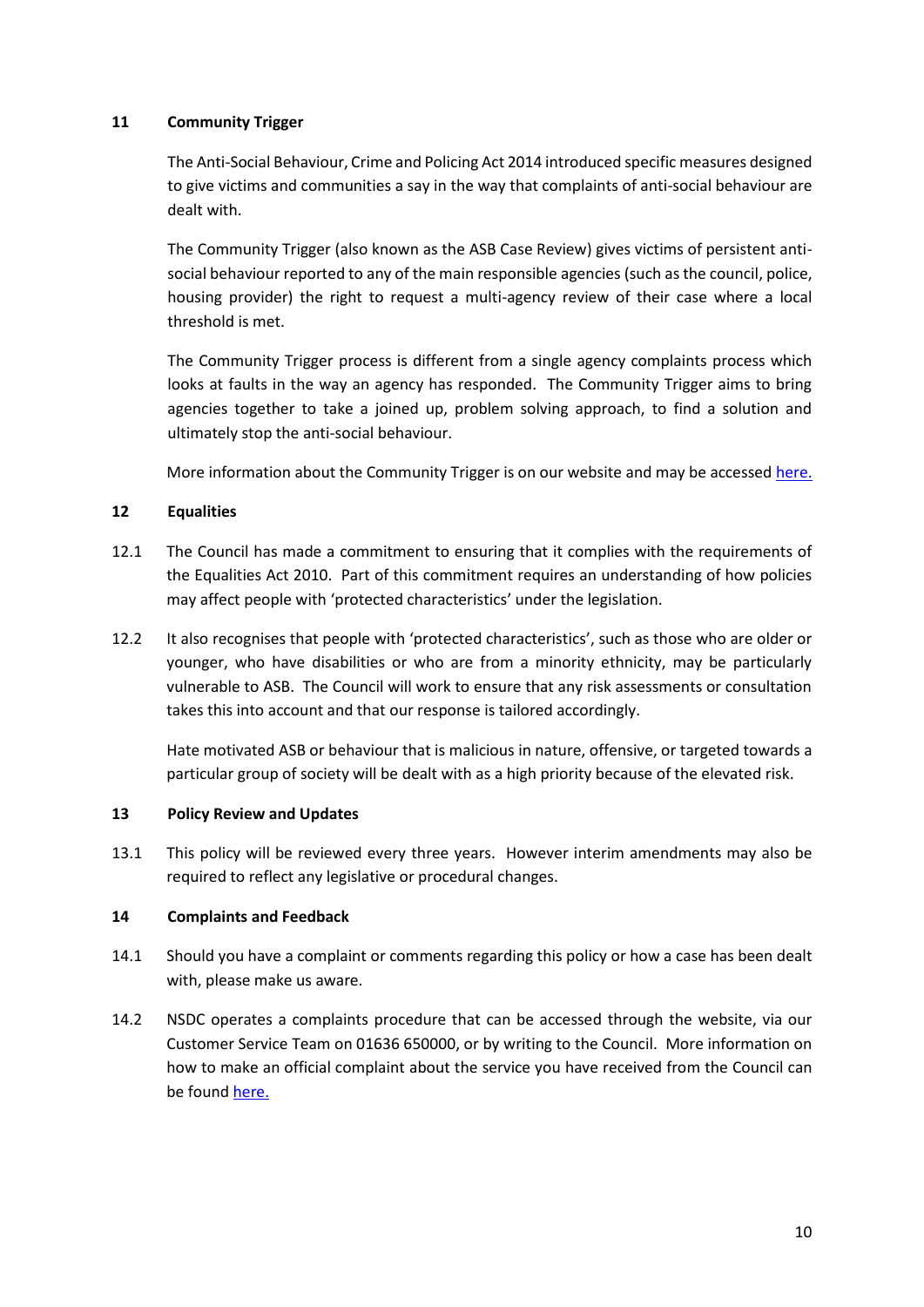## 11 Community Trigger

The Anti-Social Behaviour, Crime and Policing Act 2014 introduced specific measures designed to give victims and communities a say in the way that complaints of anti-social behaviour are dealt with.

The Community Trigger (also known as the ASB Case Review) gives victims of persistent anti-social behaviour reported to any of the main responsible agencies (such as the council, police, housing provider) the right to request a multi-agency review of their case where a local threshold is met.

The Community Trigger process is different from a single agency complaints process which looks at faults in the way an agency has responded. The Community Trigger aims to bring agencies together to take a joined up, problem solving approach, to find a solution and ultimately stop the anti-social behaviour.

More information about the Community Trigger is on our website and may be accessed here.

## 12 Equalities

12.1 The Council has made a commitment to ensuring that it complies with the requirements of the Equalities Act 2010. Part of this commitment requires an understanding of how policies may affect people with 'protected characteristics' under the legislation.

12.2 It also recognises that people with 'protected characteristics', such as those who are older or younger, who have disabilities or who are from a minority ethnicity, may be particularly vulnerable to ASB. The Council will work to ensure that any risk assessments or consultation takes this into account and that our response is tailored accordingly.

Hate motivated ASB or behaviour that is malicious in nature, offensive, or targeted towards a particular group of society will be dealt with as a high priority because of the elevated risk.

## 13 Policy Review and Updates

13.1 This policy will be reviewed every three years. However interim amendments may also be required to reflect any legislative or procedural changes.

## 14 Complaints and Feedback

14.1 Should you have a complaint or comments regarding this policy or how a case has been dealt with, please make us aware.

14.2 NSDC operates a complaints procedure that can be accessed through the website, via our Customer Service Team on 01636 650000, or by writing to the Council. More information on how to make an official complaint about the service you have received from the Council can be found here.